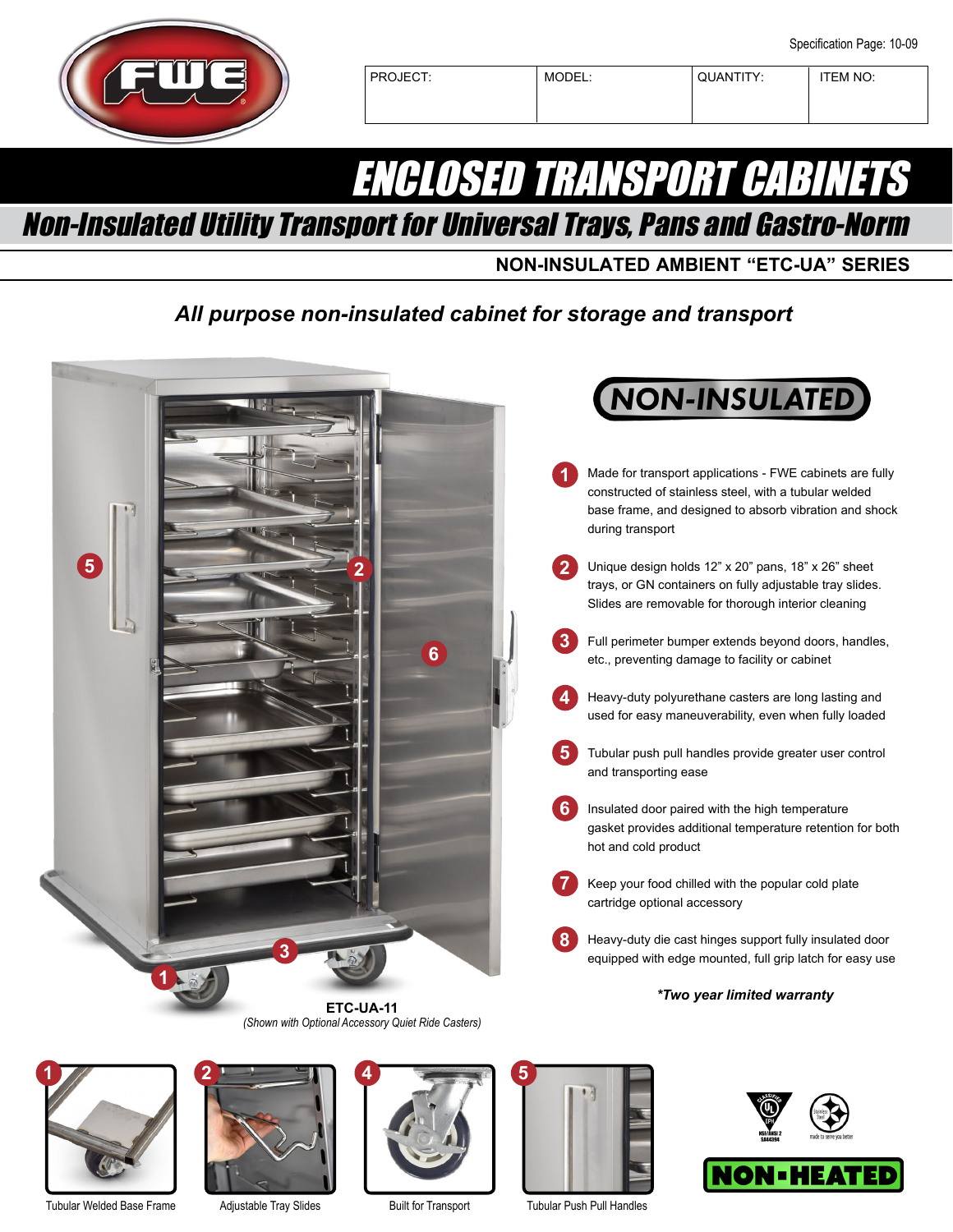Specification Page: 10-09

| PROJECT: | MODEL: | QUANTITY: | ITEM NO: |
|---|---|---|---|
| | | | |

# ENCLOSED TRANSPORT CABINETS

## Non-Insulated Utility Transport for Universal Trays, Pans and Gastro-Norm

### NON-INSULATED AMBIENT "ETC-UA" SERIES

***All purpose non-insulated cabinet for storage and transport***

**NON-INSULATED**

1. Made for transport applications - FWE cabinets are fully constructed of stainless steel, with a tubular welded base frame, and designed to absorb vibration and shock during transport
2. Unique design holds 12" x 20" pans, 18" x 26" sheet trays, or GN containers on fully adjustable tray slides. Slides are removable for thorough interior cleaning
3. Full perimeter bumper extends beyond doors, handles, etc., preventing damage to facility or cabinet
4. Heavy-duty polyurethane casters are long lasting and used for easy maneuverability, even when fully loaded
5. Tubular push pull handles provide greater user control and transporting ease
6. Insulated door paired with the high temperature gasket provides additional temperature retention for both hot and cold product
7. Keep your food chilled with the popular cold plate cartridge optional accessory
8. Heavy-duty die cast hinges support fully insulated door equipped with edge mounted, full grip latch for easy use

***Two year limited warranty**

**ETC-UA-11**
*(Shown with Optional Accessory Quiet Ride Casters)*

1. Tubular Welded Base Frame
2. Adjustable Tray Slides
4. Built for Transport
5. Tubular Push Pull Handles

**NON-HEATED**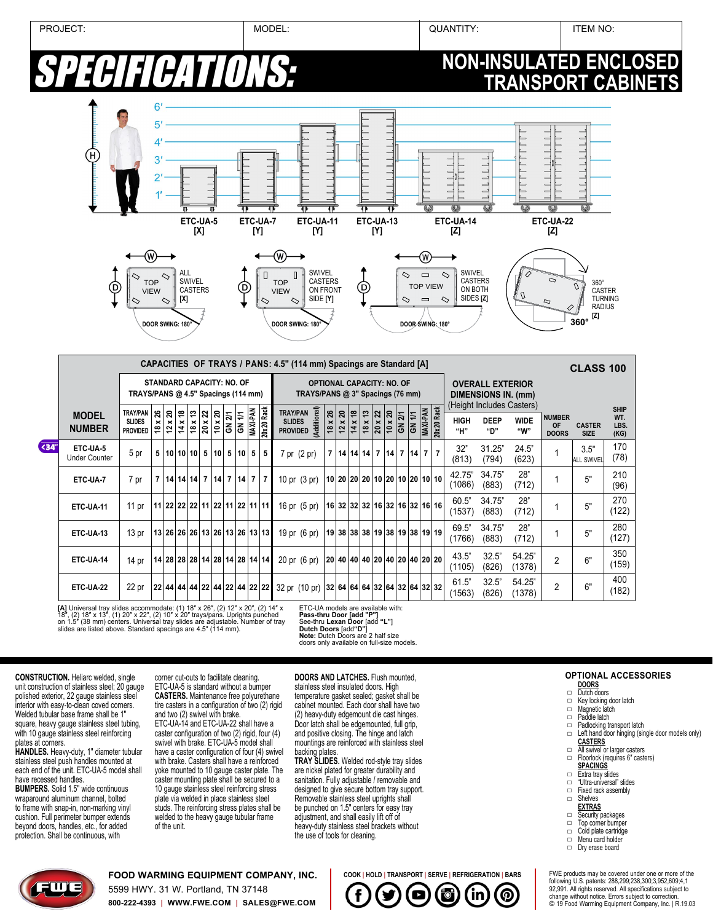| PROJECT: | MODEL: | QUANTITY: | ITEM NO: |
|---|---|---|---|

# SPECIFICATIONS:

## NON-INSULATED ENCLOSED TRANSPORT CABINETS

6'
5'
4'
3'
2'
1'
H

ETC-UA-5 [X]
ETC-UA-7 [Y]
ETC-UA-11 [Y]
ETC-UA-13 [Y]
ETC-UA-14 [Z]
ETC-UA-22 [Z]

W D TOP VIEW ALL SWIVEL CASTERS [X] DOOR SWING: 180°

W D TOP VIEW SWIVEL CASTERS ON FRONT SIDE [Y] DOOR SWING: 180°

W D TOP VIEW SWIVEL CASTERS ON BOTH SIDES [Z] DOOR SWING: 180°

360° CASTER TURNING RADIUS [Z] 360°

**CAPACITIES OF TRAYS / PANS: 4.5" (114 mm) Spacings are Standard [A]** — **CLASS 100**

| MODEL NUMBER | STANDARD CAPACITY: NO. OF TRAYS/PANS @ 4.5" Spacings (114 mm) | | | | | | | | | | | | OPTIONAL CAPACITY: NO. OF TRAYS/PANS @ 3" Spacings (76 mm) | | | | | | | | | | | | OVERALL EXTERIOR DIMENSIONS IN. (mm) (Height Includes Casters) | | | | | |
|---|---|---|---|---|---|---|---|---|---|---|---|---|---|---|---|---|---|---|---|---|---|---|---|---|---|---|---|---|---|
| | TRAY/PAN SLIDES PROVIDED | 18 x 26 | 12 x 20 | 14 x 18 | 18 x 13 | 20 x 22 | 10 x 20 | GN 2/1 | GN 1/1 | MAXI-PAN | 20x20 Rack | TRAY/PAN SLIDES PROVIDED (Additional) | 18 x 26 | 12 x 20 | 14 x 18 | 18 x 13 | 20 x 22 | 10 x 20 | GN 2/1 | GN 1/1 | MAXI-PAN | 20x20 Rack | HIGH "H" | DEEP "D" | WIDE "W" | NUMBER OF DOORS | CASTER SIZE | SHIP WT. LBS. (KG) |
| ETC-UA-5 Under Counter (<34") | 5 pr | 5 | 10 | 10 | 10 | 5 | 10 | 5 | 10 | 5 | 5 | 7 pr (2 pr) | 7 | 14 | 14 | 14 | 7 | 14 | 7 | 14 | 7 | 7 | 32" (813) | 31.25" (794) | 24.5" (623) | 1 | 3.5" ALL SWIVEL | 170 (78) |
| ETC-UA-7 | 7 pr | 7 | 14 | 14 | 14 | 7 | 14 | 7 | 14 | 7 | 7 | 10 pr (3 pr) | 10 | 20 | 20 | 20 | 10 | 20 | 10 | 20 | 10 | 10 | 42.75" (1086) | 34.75" (883) | 28" (712) | 1 | 5" | 210 (96) |
| ETC-UA-11 | 11 pr | 11 | 22 | 22 | 22 | 11 | 22 | 11 | 22 | 11 | 11 | 16 pr (5 pr) | 16 | 32 | 32 | 32 | 16 | 32 | 16 | 32 | 16 | 16 | 60.5" (1537) | 34.75" (883) | 28" (712) | 1 | 5" | 270 (122) |
| ETC-UA-13 | 13 pr | 13 | 26 | 26 | 26 | 13 | 26 | 13 | 26 | 13 | 13 | 19 pr (6 pr) | 19 | 38 | 38 | 38 | 19 | 38 | 19 | 38 | 19 | 19 | 69.5" (1766) | 34.75" (883) | 28" (712) | 1 | 5" | 280 (127) |
| ETC-UA-14 | 14 pr | 14 | 28 | 28 | 28 | 14 | 28 | 14 | 28 | 14 | 14 | 20 pr (6 pr) | 20 | 40 | 40 | 40 | 20 | 40 | 20 | 40 | 20 | 20 | 43.5" (1105) | 32.5" (826) | 54.25" (1378) | 2 | 6" | 350 (159) |
| ETC-UA-22 | 22 pr | 22 | 44 | 44 | 44 | 22 | 44 | 22 | 44 | 22 | 22 | 32 pr (10 pr) | 32 | 64 | 64 | 64 | 32 | 64 | 32 | 64 | 32 | 32 | 61.5" (1563) | 32.5" (826) | 54.25" (1378) | 2 | 6" | 400 (182) |

**[A]** Universal tray slides accommodate: (1) 18" x 26", (2) 12" x 20", (2) 14" x 18", (2) 18" x 13", (1) 20" x 22", (2) 10" x 20" trays/pans. Uprights punched on 1.5" (38 mm) centers. Universal tray slides are adjustable. Number of tray slides are listed above. Standard spacings are 4.5" (114 mm).

ETC-UA models are available with:
**Pass-thru Door [add "P"]**
See-thru **Lexan Door** [add **"L"**]
**Dutch Doors** [add**"D"**]
**Note:** Dutch Doors are 2 half size doors only available on full-size models.

**CONSTRUCTION.** Heliarc welded, single unit construction of stainless steel; 20 gauge polished exterior, 22 gauge stainless steel interior with easy-to-clean coved corners. Welded tubular base frame shall be 1" square, heavy gauge stainless steel tubing, with 10 gauge stainless steel reinforcing plates at corners.
**HANDLES.** Heavy-duty, 1" diameter tubular stainless steel push handles mounted at each end of the unit. ETC-UA-5 model shall have recessed handles.
**BUMPERS.** Solid 1.5" wide continuous wraparound aluminum channel, bolted to frame with snap-in, non-marking vinyl cushion. Full perimeter bumper extends beyond doors, handles, etc., for added protection. Shall be continuous, with corner cut-outs to facilitate cleaning. ETC-UA-5 is standard without a bumper
**CASTERS.** Maintenance free polyurethane tire casters in a configuration of two (2) rigid and two (2) swivel with brake. ETC-UA-14 and ETC-UA-22 shall have a caster configuration of two (2) rigid, four (4) swivel with brake. ETC-UA-5 model shall have a caster configuration of four (4) swivel with brake. Casters shall have a reinforced yoke mounted to 10 gauge caster plate. The caster mounting plate shall be secured to a 10 gauge stainless steel reinforcing stress plate via welded in place stainless steel studs. The reinforcing stress plates shall be welded to the heavy gauge tubular frame of the unit.

**DOORS AND LATCHES.** Flush mounted, stainless steel insulated doors. High temperature gasket sealed; gasket shall be cabinet mounted. Each door shall have two (2) heavy-duty edgemount die cast hinges. Door latch shall be edgemounted, full grip, and positive closing. The hinge and latch mountings are reinforced with stainless steel backing plates.
**TRAY SLIDES.** Welded rod-style tray slides are nickel plated for greater durability and sanitation. Fully adjustable / removable and designed to give secure bottom tray support. Removable stainless steel uprights shall be punched on 1.5" centers for easy tray adjustment, and shall easily lift off of heavy-duty stainless steel brackets without the use of tools for cleaning.

### OPTIONAL ACCESSORIES

**DOORS**
- ☐ Dutch doors
- ☐ Key locking door latch
- ☐ Magnetic latch
- ☐ Paddle latch
- ☐ Padlocking transport latch
- ☐ Left hand door hinging (single door models only)

**CASTERS**
- ☐ All swivel or larger casters
- ☐ Floorlock (requires 6" casters)

**SPACINGS**
- ☐ Extra tray slides
- ☐ "Ultra-universal" slides
- ☐ Fixed rack assembly
- ☐ Shelves

**EXTRAS**
- ☐ Security packages
- ☐ Top corner bumper
- ☐ Cold plate cartridge
- ☐ Menu card holder
- ☐ Dry erase board

**FOOD WARMING EQUIPMENT COMPANY, INC.**
5599 HWY. 31 W. Portland, TN 37148
**800-222-4393 | WWW.FWE.COM | SALES@FWE.COM**

COOK | HOLD | TRANSPORT | SERVE | REFRIGERATION | BARS

FWE products may be covered under one or more of the following U.S. patents: 288,299;238,300;3,952,609;4,1 92,991. All rights reserved. All specifications subject to change without notice. Errors subject to correction. © 19 Food Warming Equipment Company, Inc. | R.19.03